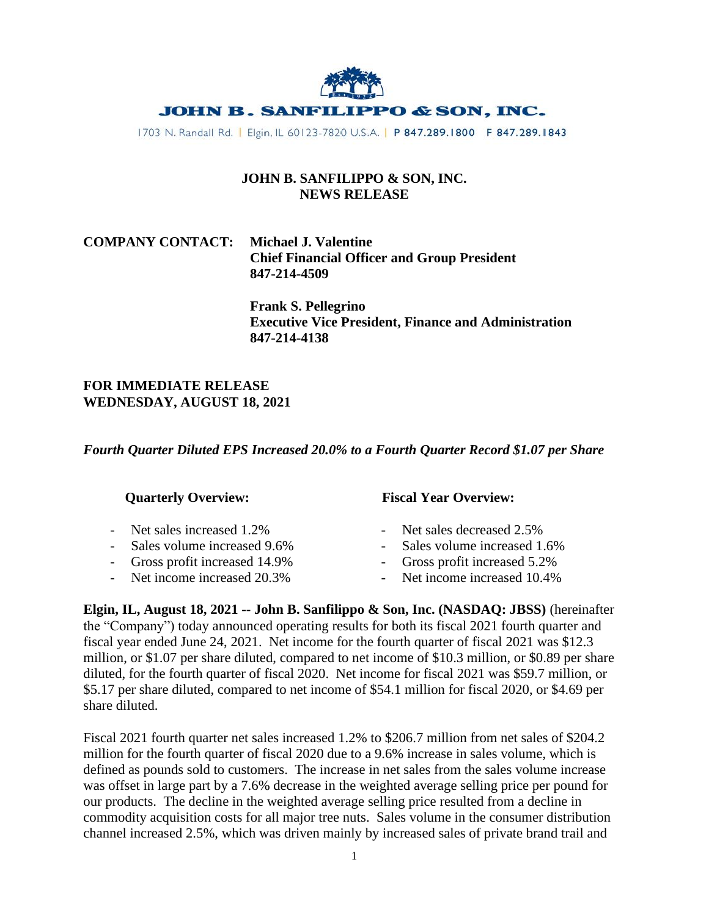**JOHN B. SANFILIPPO & SON, INC.**

1703 N. Randall Rd. | Elgin, IL 60123-7820 U.S.A. | P 847.289.1800 F 847.289.1843

**JOHN B. SANFILIPPO & SON, INC.**
**NEWS RELEASE**

**COMPANY CONTACT:** **Michael J. Valentine**
**Chief Financial Officer and Group President**
**847-214-4509**

**Frank S. Pellegrino**
**Executive Vice President, Finance and Administration**
**847-214-4138**

**FOR IMMEDIATE RELEASE**
**WEDNESDAY, AUGUST 18, 2021**

***Fourth Quarter Diluted EPS Increased 20.0% to a Fourth Quarter Record $1.07 per Share***

**Quarterly Overview:**

- Net sales increased 1.2%
- Sales volume increased 9.6%
- Gross profit increased 14.9%
- Net income increased 20.3%

**Fiscal Year Overview:**

- Net sales decreased 2.5%
- Sales volume increased 1.6%
- Gross profit increased 5.2%
- Net income increased 10.4%

**Elgin, IL, August 18, 2021 -- John B. Sanfilippo & Son, Inc. (NASDAQ: JBSS)** (hereinafter the "Company") today announced operating results for both its fiscal 2021 fourth quarter and fiscal year ended June 24, 2021. Net income for the fourth quarter of fiscal 2021 was $12.3 million, or $1.07 per share diluted, compared to net income of $10.3 million, or $0.89 per share diluted, for the fourth quarter of fiscal 2020. Net income for fiscal 2021 was $59.7 million, or $5.17 per share diluted, compared to net income of $54.1 million for fiscal 2020, or $4.69 per share diluted.

Fiscal 2021 fourth quarter net sales increased 1.2% to $206.7 million from net sales of $204.2 million for the fourth quarter of fiscal 2020 due to a 9.6% increase in sales volume, which is defined as pounds sold to customers. The increase in net sales from the sales volume increase was offset in large part by a 7.6% decrease in the weighted average selling price per pound for our products. The decline in the weighted average selling price resulted from a decline in commodity acquisition costs for all major tree nuts. Sales volume in the consumer distribution channel increased 2.5%, which was driven mainly by increased sales of private brand trail and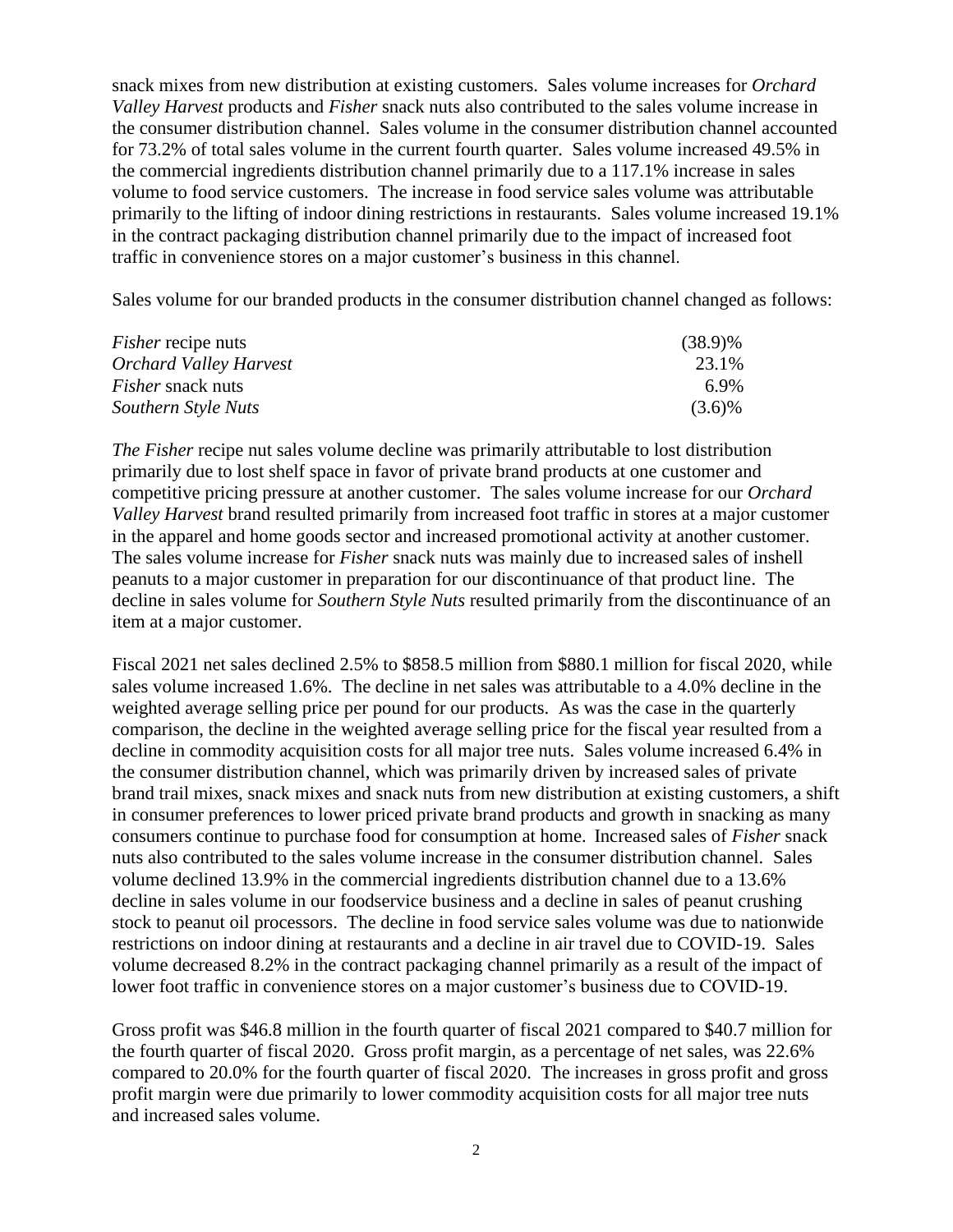snack mixes from new distribution at existing customers. Sales volume increases for *Orchard Valley Harvest* products and *Fisher* snack nuts also contributed to the sales volume increase in the consumer distribution channel. Sales volume in the consumer distribution channel accounted for 73.2% of total sales volume in the current fourth quarter. Sales volume increased 49.5% in the commercial ingredients distribution channel primarily due to a 117.1% increase in sales volume to food service customers. The increase in food service sales volume was attributable primarily to the lifting of indoor dining restrictions in restaurants. Sales volume increased 19.1% in the contract packaging distribution channel primarily due to the impact of increased foot traffic in convenience stores on a major customer's business in this channel.

Sales volume for our branded products in the consumer distribution channel changed as follows:

| | |
|---|---|
| *Fisher* recipe nuts | (38.9)% |
| *Orchard Valley Harvest* | 23.1% |
| *Fisher* snack nuts | 6.9% |
| *Southern Style Nuts* | (3.6)% |

*The Fisher* recipe nut sales volume decline was primarily attributable to lost distribution primarily due to lost shelf space in favor of private brand products at one customer and competitive pricing pressure at another customer. The sales volume increase for our *Orchard Valley Harvest* brand resulted primarily from increased foot traffic in stores at a major customer in the apparel and home goods sector and increased promotional activity at another customer. The sales volume increase for *Fisher* snack nuts was mainly due to increased sales of inshell peanuts to a major customer in preparation for our discontinuance of that product line. The decline in sales volume for *Southern Style Nuts* resulted primarily from the discontinuance of an item at a major customer.

Fiscal 2021 net sales declined 2.5% to $858.5 million from $880.1 million for fiscal 2020, while sales volume increased 1.6%. The decline in net sales was attributable to a 4.0% decline in the weighted average selling price per pound for our products. As was the case in the quarterly comparison, the decline in the weighted average selling price for the fiscal year resulted from a decline in commodity acquisition costs for all major tree nuts. Sales volume increased 6.4% in the consumer distribution channel, which was primarily driven by increased sales of private brand trail mixes, snack mixes and snack nuts from new distribution at existing customers, a shift in consumer preferences to lower priced private brand products and growth in snacking as many consumers continue to purchase food for consumption at home. Increased sales of *Fisher* snack nuts also contributed to the sales volume increase in the consumer distribution channel. Sales volume declined 13.9% in the commercial ingredients distribution channel due to a 13.6% decline in sales volume in our foodservice business and a decline in sales of peanut crushing stock to peanut oil processors. The decline in food service sales volume was due to nationwide restrictions on indoor dining at restaurants and a decline in air travel due to COVID-19. Sales volume decreased 8.2% in the contract packaging channel primarily as a result of the impact of lower foot traffic in convenience stores on a major customer's business due to COVID-19.

Gross profit was $46.8 million in the fourth quarter of fiscal 2021 compared to $40.7 million for the fourth quarter of fiscal 2020. Gross profit margin, as a percentage of net sales, was 22.6% compared to 20.0% for the fourth quarter of fiscal 2020. The increases in gross profit and gross profit margin were due primarily to lower commodity acquisition costs for all major tree nuts and increased sales volume.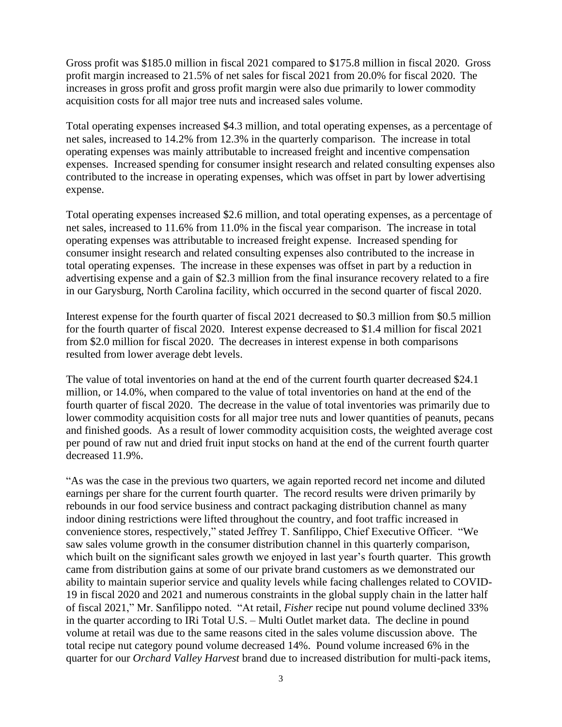Gross profit was $185.0 million in fiscal 2021 compared to $175.8 million in fiscal 2020. Gross profit margin increased to 21.5% of net sales for fiscal 2021 from 20.0% for fiscal 2020. The increases in gross profit and gross profit margin were also due primarily to lower commodity acquisition costs for all major tree nuts and increased sales volume.

Total operating expenses increased $4.3 million, and total operating expenses, as a percentage of net sales, increased to 14.2% from 12.3% in the quarterly comparison. The increase in total operating expenses was mainly attributable to increased freight and incentive compensation expenses. Increased spending for consumer insight research and related consulting expenses also contributed to the increase in operating expenses, which was offset in part by lower advertising expense.

Total operating expenses increased $2.6 million, and total operating expenses, as a percentage of net sales, increased to 11.6% from 11.0% in the fiscal year comparison. The increase in total operating expenses was attributable to increased freight expense. Increased spending for consumer insight research and related consulting expenses also contributed to the increase in total operating expenses. The increase in these expenses was offset in part by a reduction in advertising expense and a gain of $2.3 million from the final insurance recovery related to a fire in our Garysburg, North Carolina facility, which occurred in the second quarter of fiscal 2020.

Interest expense for the fourth quarter of fiscal 2021 decreased to $0.3 million from $0.5 million for the fourth quarter of fiscal 2020. Interest expense decreased to $1.4 million for fiscal 2021 from $2.0 million for fiscal 2020. The decreases in interest expense in both comparisons resulted from lower average debt levels.

The value of total inventories on hand at the end of the current fourth quarter decreased $24.1 million, or 14.0%, when compared to the value of total inventories on hand at the end of the fourth quarter of fiscal 2020. The decrease in the value of total inventories was primarily due to lower commodity acquisition costs for all major tree nuts and lower quantities of peanuts, pecans and finished goods. As a result of lower commodity acquisition costs, the weighted average cost per pound of raw nut and dried fruit input stocks on hand at the end of the current fourth quarter decreased 11.9%.

"As was the case in the previous two quarters, we again reported record net income and diluted earnings per share for the current fourth quarter. The record results were driven primarily by rebounds in our food service business and contract packaging distribution channel as many indoor dining restrictions were lifted throughout the country, and foot traffic increased in convenience stores, respectively," stated Jeffrey T. Sanfilippo, Chief Executive Officer. "We saw sales volume growth in the consumer distribution channel in this quarterly comparison, which built on the significant sales growth we enjoyed in last year's fourth quarter. This growth came from distribution gains at some of our private brand customers as we demonstrated our ability to maintain superior service and quality levels while facing challenges related to COVID-19 in fiscal 2020 and 2021 and numerous constraints in the global supply chain in the latter half of fiscal 2021," Mr. Sanfilippo noted. "At retail, *Fisher* recipe nut pound volume declined 33% in the quarter according to IRi Total U.S. – Multi Outlet market data. The decline in pound volume at retail was due to the same reasons cited in the sales volume discussion above. The total recipe nut category pound volume decreased 14%. Pound volume increased 6% in the quarter for our *Orchard Valley Harvest* brand due to increased distribution for multi-pack items,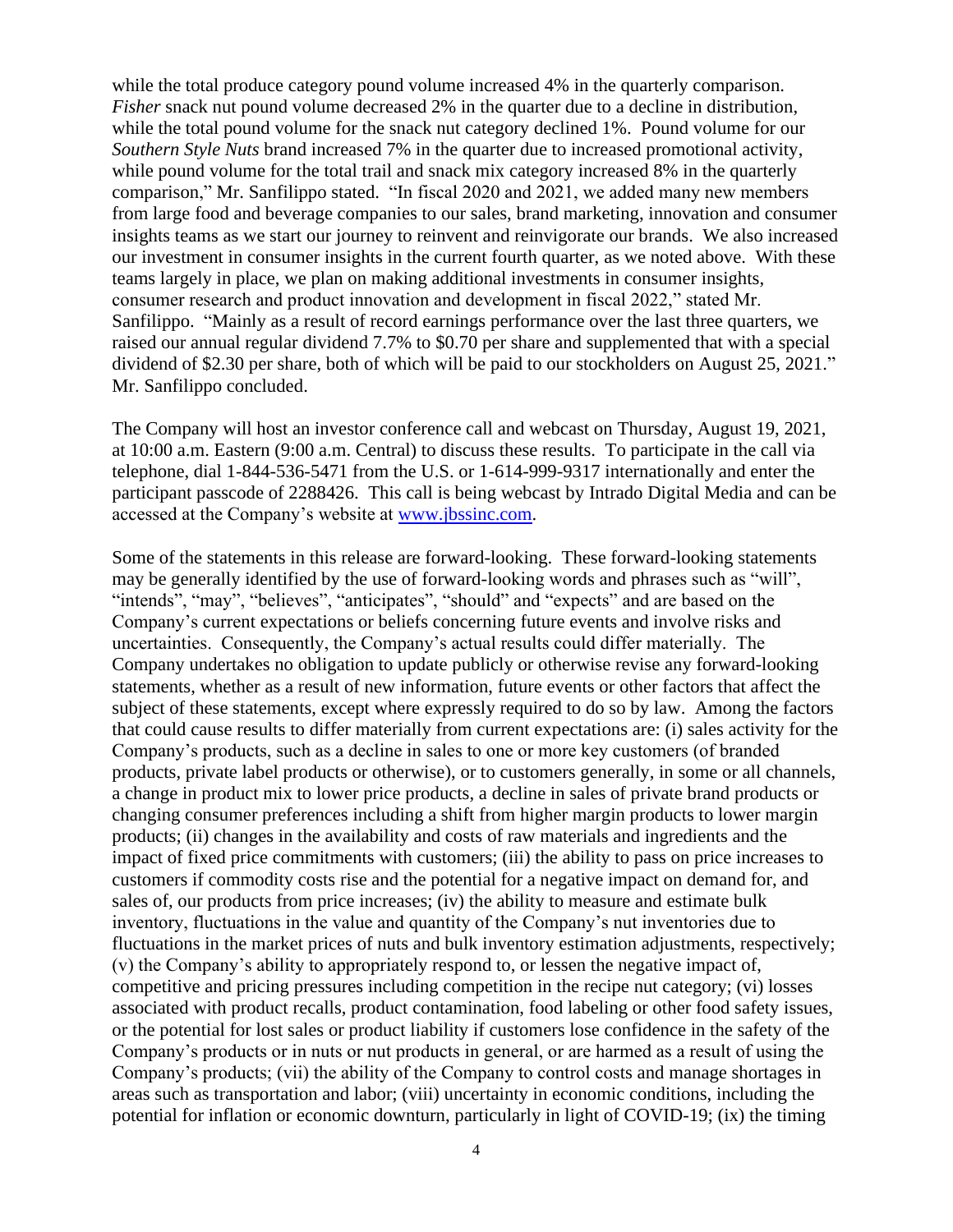while the total produce category pound volume increased 4% in the quarterly comparison. *Fisher* snack nut pound volume decreased 2% in the quarter due to a decline in distribution, while the total pound volume for the snack nut category declined 1%. Pound volume for our *Southern Style Nuts* brand increased 7% in the quarter due to increased promotional activity, while pound volume for the total trail and snack mix category increased 8% in the quarterly comparison," Mr. Sanfilippo stated. "In fiscal 2020 and 2021, we added many new members from large food and beverage companies to our sales, brand marketing, innovation and consumer insights teams as we start our journey to reinvent and reinvigorate our brands. We also increased our investment in consumer insights in the current fourth quarter, as we noted above. With these teams largely in place, we plan on making additional investments in consumer insights, consumer research and product innovation and development in fiscal 2022," stated Mr. Sanfilippo. "Mainly as a result of record earnings performance over the last three quarters, we raised our annual regular dividend 7.7% to $0.70 per share and supplemented that with a special dividend of $2.30 per share, both of which will be paid to our stockholders on August 25, 2021." Mr. Sanfilippo concluded.

The Company will host an investor conference call and webcast on Thursday, August 19, 2021, at 10:00 a.m. Eastern (9:00 a.m. Central) to discuss these results. To participate in the call via telephone, dial 1-844-536-5471 from the U.S. or 1-614-999-9317 internationally and enter the participant passcode of 2288426. This call is being webcast by Intrado Digital Media and can be accessed at the Company's website at [www.jbssinc.com](http://www.jbssinc.com).

Some of the statements in this release are forward-looking. These forward-looking statements may be generally identified by the use of forward-looking words and phrases such as "will", "intends", "may", "believes", "anticipates", "should" and "expects" and are based on the Company's current expectations or beliefs concerning future events and involve risks and uncertainties. Consequently, the Company's actual results could differ materially. The Company undertakes no obligation to update publicly or otherwise revise any forward-looking statements, whether as a result of new information, future events or other factors that affect the subject of these statements, except where expressly required to do so by law. Among the factors that could cause results to differ materially from current expectations are: (i) sales activity for the Company's products, such as a decline in sales to one or more key customers (of branded products, private label products or otherwise), or to customers generally, in some or all channels, a change in product mix to lower price products, a decline in sales of private brand products or changing consumer preferences including a shift from higher margin products to lower margin products; (ii) changes in the availability and costs of raw materials and ingredients and the impact of fixed price commitments with customers; (iii) the ability to pass on price increases to customers if commodity costs rise and the potential for a negative impact on demand for, and sales of, our products from price increases; (iv) the ability to measure and estimate bulk inventory, fluctuations in the value and quantity of the Company's nut inventories due to fluctuations in the market prices of nuts and bulk inventory estimation adjustments, respectively; (v) the Company's ability to appropriately respond to, or lessen the negative impact of, competitive and pricing pressures including competition in the recipe nut category; (vi) losses associated with product recalls, product contamination, food labeling or other food safety issues, or the potential for lost sales or product liability if customers lose confidence in the safety of the Company's products or in nuts or nut products in general, or are harmed as a result of using the Company's products; (vii) the ability of the Company to control costs and manage shortages in areas such as transportation and labor; (viii) uncertainty in economic conditions, including the potential for inflation or economic downturn, particularly in light of COVID-19; (ix) the timing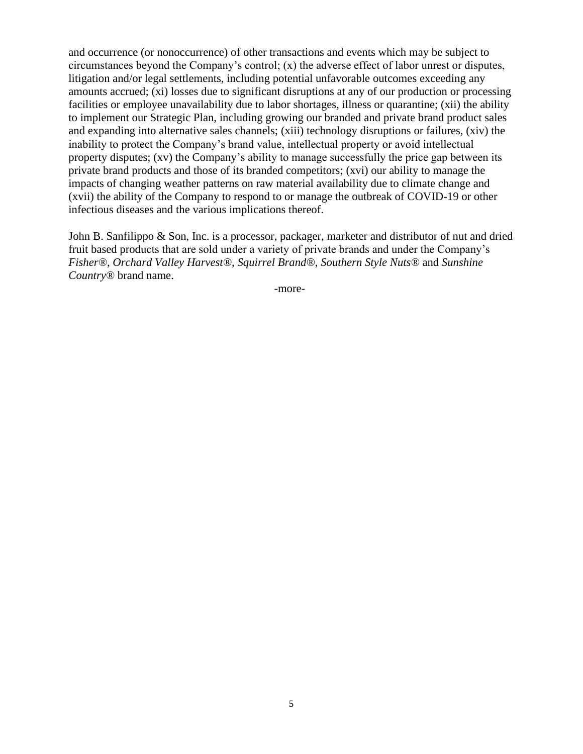and occurrence (or nonoccurrence) of other transactions and events which may be subject to circumstances beyond the Company's control; (x) the adverse effect of labor unrest or disputes, litigation and/or legal settlements, including potential unfavorable outcomes exceeding any amounts accrued; (xi) losses due to significant disruptions at any of our production or processing facilities or employee unavailability due to labor shortages, illness or quarantine; (xii) the ability to implement our Strategic Plan, including growing our branded and private brand product sales and expanding into alternative sales channels; (xiii) technology disruptions or failures, (xiv) the inability to protect the Company's brand value, intellectual property or avoid intellectual property disputes; (xv) the Company's ability to manage successfully the price gap between its private brand products and those of its branded competitors; (xvi) our ability to manage the impacts of changing weather patterns on raw material availability due to climate change and (xvii) the ability of the Company to respond to or manage the outbreak of COVID-19 or other infectious diseases and the various implications thereof.

John B. Sanfilippo & Son, Inc. is a processor, packager, marketer and distributor of nut and dried fruit based products that are sold under a variety of private brands and under the Company's *Fisher®*, *Orchard Valley Harvest®*, *Squirrel Brand®*, *Southern Style Nuts®* and *Sunshine Country®* brand name.

-more-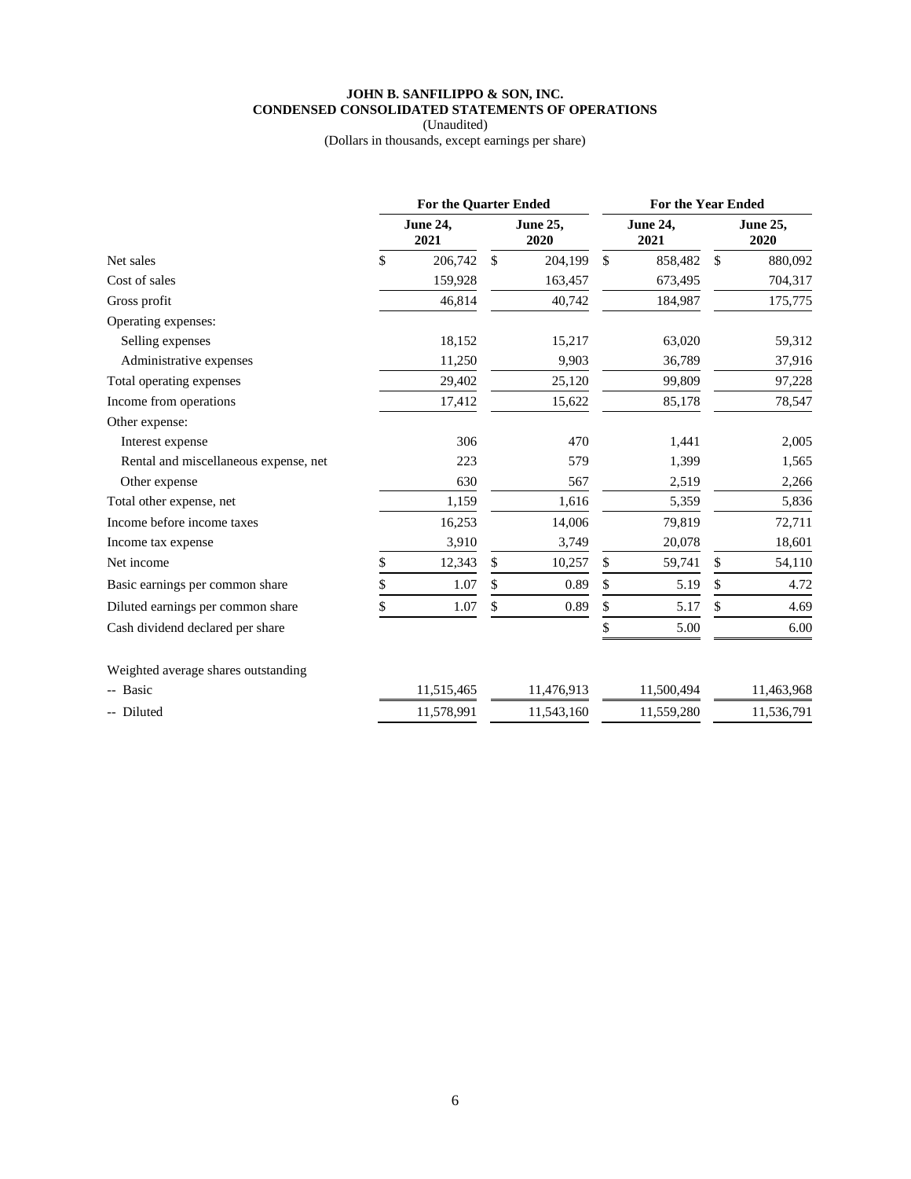**JOHN B. SANFILIPPO & SON, INC.**
**CONDENSED CONSOLIDATED STATEMENTS OF OPERATIONS**
(Unaudited)
(Dollars in thousands, except earnings per share)

| | For the Quarter Ended | | For the Year Ended | |
|---|---|---|---|---|
| | June 24, 2021 | June 25, 2020 | June 24, 2021 | June 25, 2020 |
| Net sales | $ 206,742 | $ 204,199 | $ 858,482 | $ 880,092 |
| Cost of sales | 159,928 | 163,457 | 673,495 | 704,317 |
| Gross profit | 46,814 | 40,742 | 184,987 | 175,775 |
| Operating expenses: | | | | |
| Selling expenses | 18,152 | 15,217 | 63,020 | 59,312 |
| Administrative expenses | 11,250 | 9,903 | 36,789 | 37,916 |
| Total operating expenses | 29,402 | 25,120 | 99,809 | 97,228 |
| Income from operations | 17,412 | 15,622 | 85,178 | 78,547 |
| Other expense: | | | | |
| Interest expense | 306 | 470 | 1,441 | 2,005 |
| Rental and miscellaneous expense, net | 223 | 579 | 1,399 | 1,565 |
| Other expense | 630 | 567 | 2,519 | 2,266 |
| Total other expense, net | 1,159 | 1,616 | 5,359 | 5,836 |
| Income before income taxes | 16,253 | 14,006 | 79,819 | 72,711 |
| Income tax expense | 3,910 | 3,749 | 20,078 | 18,601 |
| Net income | $ 12,343 | $ 10,257 | $ 59,741 | $ 54,110 |
| Basic earnings per common share | $ 1.07 | $ 0.89 | $ 5.19 | $ 4.72 |
| Diluted earnings per common share | $ 1.07 | $ 0.89 | $ 5.17 | $ 4.69 |
| Cash dividend declared per share | | | $ 5.00 | 6.00 |
| | | | | |
| Weighted average shares outstanding | | | | |
| -- Basic | 11,515,465 | 11,476,913 | 11,500,494 | 11,463,968 |
| -- Diluted | 11,578,991 | 11,543,160 | 11,559,280 | 11,536,791 |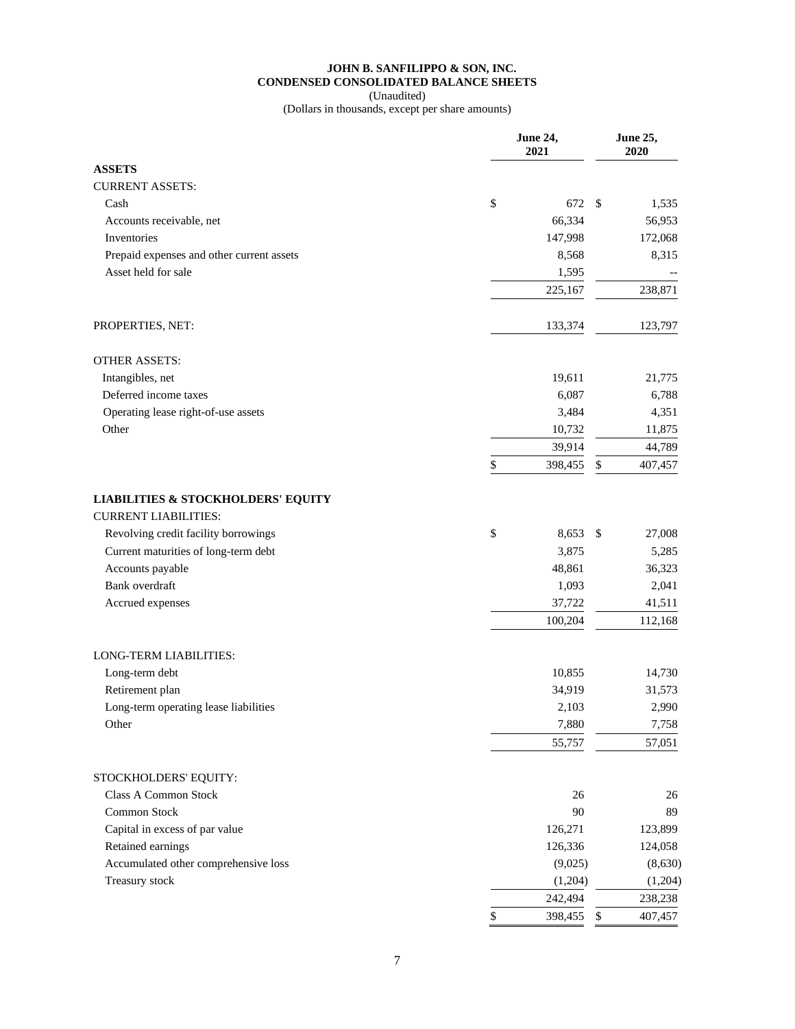**JOHN B. SANFILIPPO & SON, INC.**
**CONDENSED CONSOLIDATED BALANCE SHEETS**
(Unaudited)
(Dollars in thousands, except per share amounts)

| | June 24, 2021 | June 25, 2020 |
|---|---|---|
| **ASSETS** | | |
| CURRENT ASSETS: | | |
| Cash | $ 672 | $ 1,535 |
| Accounts receivable, net | 66,334 | 56,953 |
| Inventories | 147,998 | 172,068 |
| Prepaid expenses and other current assets | 8,568 | 8,315 |
| Asset held for sale | 1,595 | -- |
| | 225,167 | 238,871 |
| PROPERTIES, NET: | 133,374 | 123,797 |
| OTHER ASSETS: | | |
| Intangibles, net | 19,611 | 21,775 |
| Deferred income taxes | 6,087 | 6,788 |
| Operating lease right-of-use assets | 3,484 | 4,351 |
| Other | 10,732 | 11,875 |
| | 39,914 | 44,789 |
| | $ 398,455 | $ 407,457 |
| **LIABILITIES & STOCKHOLDERS' EQUITY** | | |
| CURRENT LIABILITIES: | | |
| Revolving credit facility borrowings | $ 8,653 | $ 27,008 |
| Current maturities of long-term debt | 3,875 | 5,285 |
| Accounts payable | 48,861 | 36,323 |
| Bank overdraft | 1,093 | 2,041 |
| Accrued expenses | 37,722 | 41,511 |
| | 100,204 | 112,168 |
| LONG-TERM LIABILITIES: | | |
| Long-term debt | 10,855 | 14,730 |
| Retirement plan | 34,919 | 31,573 |
| Long-term operating lease liabilities | 2,103 | 2,990 |
| Other | 7,880 | 7,758 |
| | 55,757 | 57,051 |
| STOCKHOLDERS' EQUITY: | | |
| Class A Common Stock | 26 | 26 |
| Common Stock | 90 | 89 |
| Capital in excess of par value | 126,271 | 123,899 |
| Retained earnings | 126,336 | 124,058 |
| Accumulated other comprehensive loss | (9,025) | (8,630) |
| Treasury stock | (1,204) | (1,204) |
| | 242,494 | 238,238 |
| | $ 398,455 | $ 407,457 |